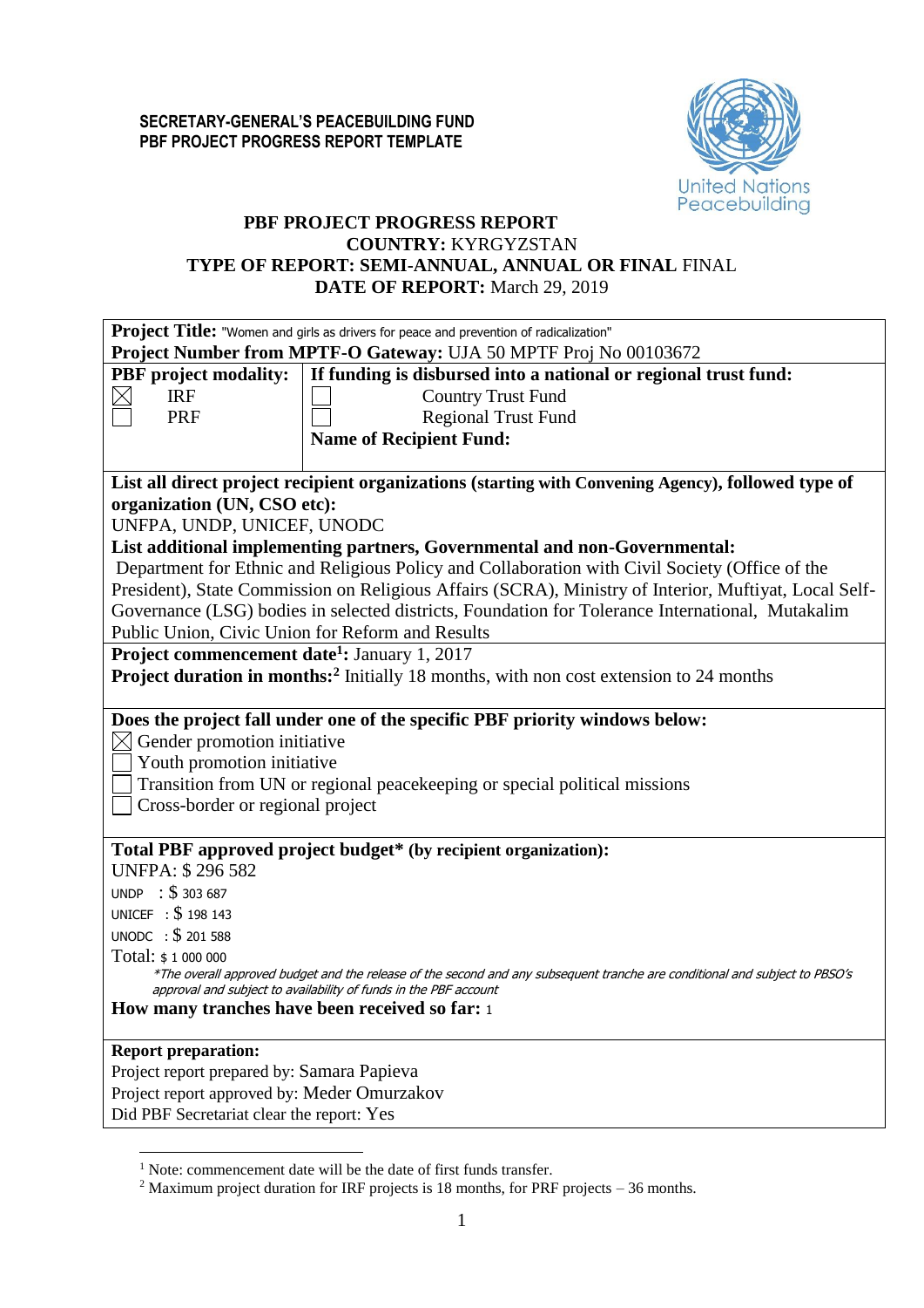**SECRETARY-GENERAL'S PEACEBUILDING FUND**
**PBF PROJECT PROGRESS REPORT TEMPLATE**

United Nations Peacebuilding

# PBF PROJECT PROGRESS REPORT
## COUNTRY: KYRGYZSTAN
## TYPE OF REPORT: SEMI-ANNUAL, ANNUAL OR FINAL FINAL
## DATE OF REPORT: March 29, 2019

**Project Title:** "Women and girls as drivers for peace and prevention of radicalization"
**Project Number from MPTF-O Gateway:** UJA 50 MPTF Proj No 00103672

| **PBF project modality:** | **If funding is disbursed into a national or regional trust fund:** |
|---|---|
| ☒ IRF | ☐ Country Trust Fund |
| ☐ PRF | ☐ Regional Trust Fund |
| | **Name of Recipient Fund:** |

**List all direct project recipient organizations (starting with Convening Agency), followed type of organization (UN, CSO etc):**
UNFPA, UNDP, UNICEF, UNODC

**List additional implementing partners, Governmental and non-Governmental:**
Department for Ethnic and Religious Policy and Collaboration with Civil Society (Office of the President), State Commission on Religious Affairs (SCRA), Ministry of Interior, Muftiyat, Local Self-Governance (LSG) bodies in selected districts, Foundation for Tolerance International, Mutakalim Public Union, Civic Union for Reform and Results

**Project commencement date[1]:** January 1, 2017
**Project duration in months:[2]** Initially 18 months, with non cost extension to 24 months

**Does the project fall under one of the specific PBF priority windows below:**
☒ Gender promotion initiative
☐ Youth promotion initiative
☐ Transition from UN or regional peacekeeping or special political missions
☐ Cross-border or regional project

**Total PBF approved project budget\* (by recipient organization):**
UNFPA: $ 296 582
UNDP : $ 303 687
UNICEF : $ 198 143
UNODC : $ 201 588
Total: $ 1 000 000

*\*The overall approved budget and the release of the second and any subsequent tranche are conditional and subject to PBSO's approval and subject to availability of funds in the PBF account*

**How many tranches have been received so far:** 1

**Report preparation:**
Project report prepared by: Samara Papieva
Project report approved by: Meder Omurzakov
Did PBF Secretariat clear the report: Yes

---

[1] Note: commencement date will be the date of first funds transfer.
[2] Maximum project duration for IRF projects is 18 months, for PRF projects – 36 months.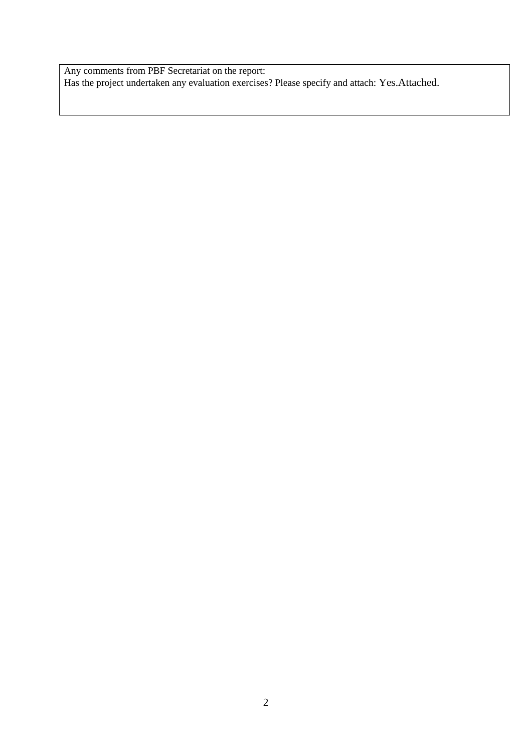Any comments from PBF Secretariat on the report:

Has the project undertaken any evaluation exercises? Please specify and attach: Yes.Attached.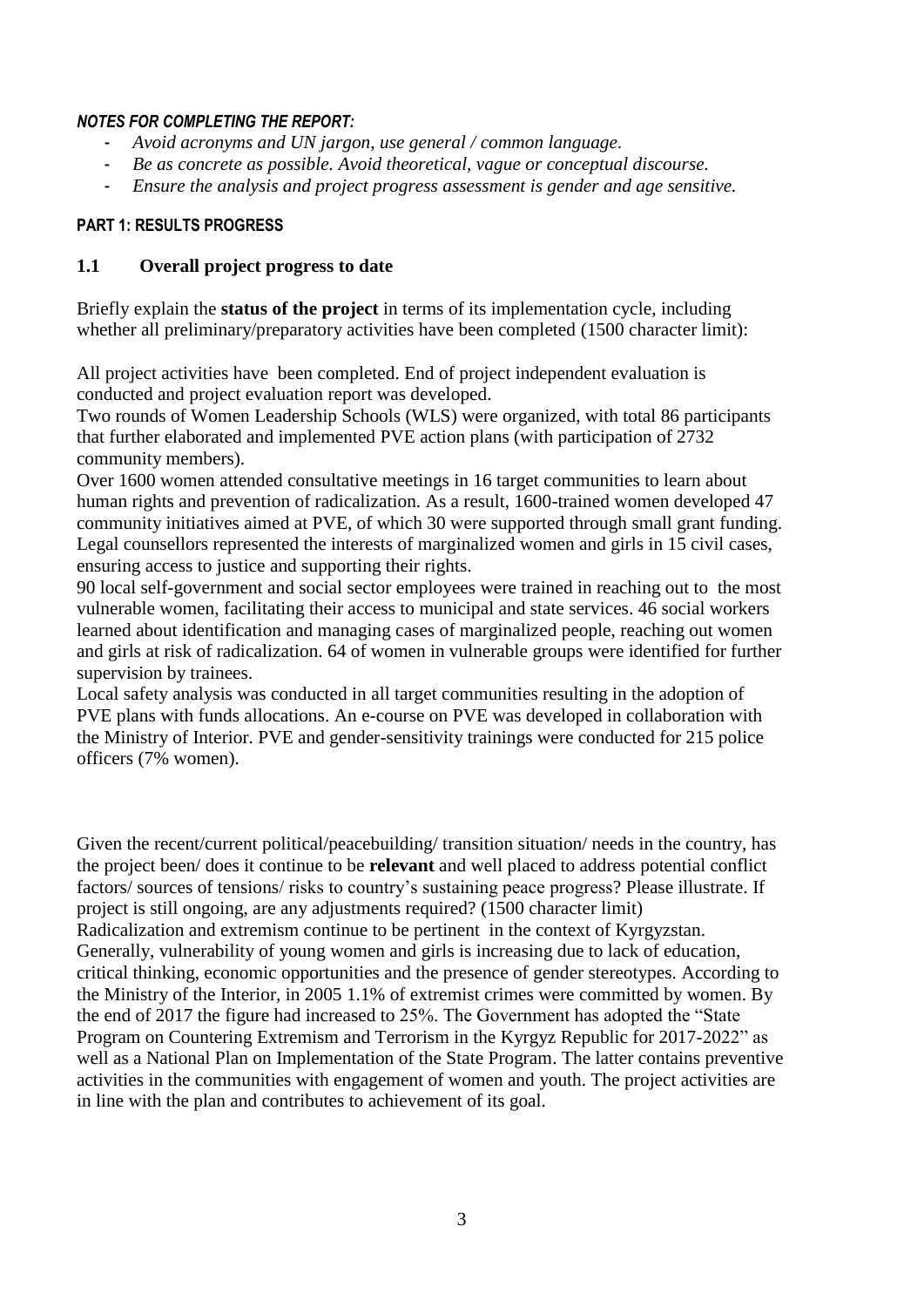***NOTES FOR COMPLETING THE REPORT:***

- *Avoid acronyms and UN jargon, use general / common language.*
- *Be as concrete as possible. Avoid theoretical, vague or conceptual discourse.*
- *Ensure the analysis and project progress assessment is gender and age sensitive.*

**PART 1: RESULTS PROGRESS**

## 1.1 Overall project progress to date

Briefly explain the **status of the project** in terms of its implementation cycle, including whether all preliminary/preparatory activities have been completed (1500 character limit):

All project activities have been completed. End of project independent evaluation is conducted and project evaluation report was developed.

Two rounds of Women Leadership Schools (WLS) were organized, with total 86 participants that further elaborated and implemented PVE action plans (with participation of 2732 community members).

Over 1600 women attended consultative meetings in 16 target communities to learn about human rights and prevention of radicalization. As a result, 1600-trained women developed 47 community initiatives aimed at PVE, of which 30 were supported through small grant funding. Legal counsellors represented the interests of marginalized women and girls in 15 civil cases, ensuring access to justice and supporting their rights.

90 local self-government and social sector employees were trained in reaching out to the most vulnerable women, facilitating their access to municipal and state services. 46 social workers learned about identification and managing cases of marginalized people, reaching out women and girls at risk of radicalization. 64 of women in vulnerable groups were identified for further supervision by trainees.

Local safety analysis was conducted in all target communities resulting in the adoption of PVE plans with funds allocations. An e-course on PVE was developed in collaboration with the Ministry of Interior. PVE and gender-sensitivity trainings were conducted for 215 police officers (7% women).

Given the recent/current political/peacebuilding/ transition situation/ needs in the country, has the project been/ does it continue to be **relevant** and well placed to address potential conflict factors/ sources of tensions/ risks to country's sustaining peace progress? Please illustrate. If project is still ongoing, are any adjustments required? (1500 character limit)

Radicalization and extremism continue to be pertinent in the context of Kyrgyzstan. Generally, vulnerability of young women and girls is increasing due to lack of education, critical thinking, economic opportunities and the presence of gender stereotypes. According to the Ministry of the Interior, in 2005 1.1% of extremist crimes were committed by women. By the end of 2017 the figure had increased to 25%. The Government has adopted the "State Program on Countering Extremism and Terrorism in the Kyrgyz Republic for 2017-2022" as well as a National Plan on Implementation of the State Program. The latter contains preventive activities in the communities with engagement of women and youth. The project activities are in line with the plan and contributes to achievement of its goal.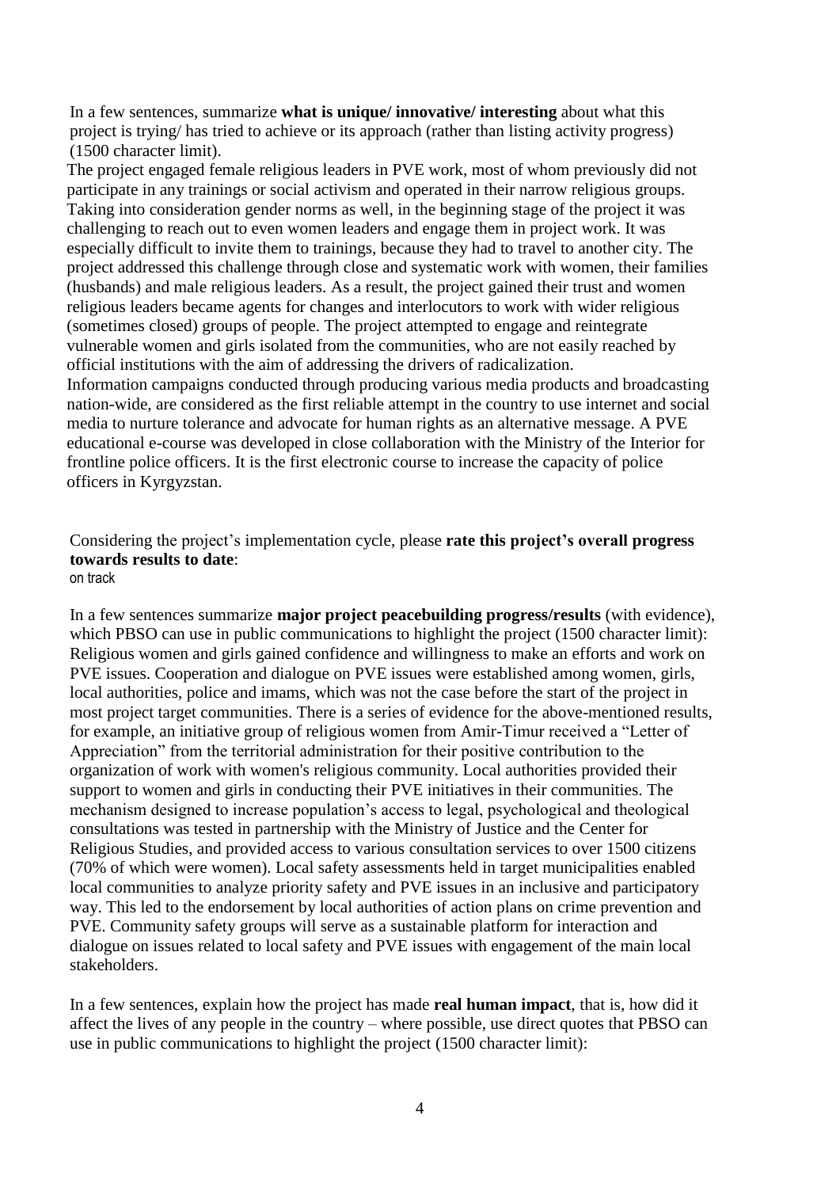In a few sentences, summarize **what is unique/ innovative/ interesting** about what this project is trying/ has tried to achieve or its approach (rather than listing activity progress) (1500 character limit).

The project engaged female religious leaders in PVE work, most of whom previously did not participate in any trainings or social activism and operated in their narrow religious groups. Taking into consideration gender norms as well, in the beginning stage of the project it was challenging to reach out to even women leaders and engage them in project work. It was especially difficult to invite them to trainings, because they had to travel to another city. The project addressed this challenge through close and systematic work with women, their families (husbands) and male religious leaders. As a result, the project gained their trust and women religious leaders became agents for changes and interlocutors to work with wider religious (sometimes closed) groups of people. The project attempted to engage and reintegrate vulnerable women and girls isolated from the communities, who are not easily reached by official institutions with the aim of addressing the drivers of radicalization.
Information campaigns conducted through producing various media products and broadcasting nation-wide, are considered as the first reliable attempt in the country to use internet and social media to nurture tolerance and advocate for human rights as an alternative message. A PVE educational e-course was developed in close collaboration with the Ministry of the Interior for frontline police officers. It is the first electronic course to increase the capacity of police officers in Kyrgyzstan.

Considering the project's implementation cycle, please **rate this project's overall progress towards results to date**:
on track

In a few sentences summarize **major project peacebuilding progress/results** (with evidence), which PBSO can use in public communications to highlight the project (1500 character limit):
Religious women and girls gained confidence and willingness to make an efforts and work on PVE issues. Cooperation and dialogue on PVE issues were established among women, girls, local authorities, police and imams, which was not the case before the start of the project in most project target communities. There is a series of evidence for the above-mentioned results, for example, an initiative group of religious women from Amir-Timur received a "Letter of Appreciation" from the territorial administration for their positive contribution to the organization of work with women's religious community. Local authorities provided their support to women and girls in conducting their PVE initiatives in their communities. The mechanism designed to increase population's access to legal, psychological and theological consultations was tested in partnership with the Ministry of Justice and the Center for Religious Studies, and provided access to various consultation services to over 1500 citizens (70% of which were women). Local safety assessments held in target municipalities enabled local communities to analyze priority safety and PVE issues in an inclusive and participatory way. This led to the endorsement by local authorities of action plans on crime prevention and PVE. Community safety groups will serve as a sustainable platform for interaction and dialogue on issues related to local safety and PVE issues with engagement of the main local stakeholders.

In a few sentences, explain how the project has made **real human impact**, that is, how did it affect the lives of any people in the country – where possible, use direct quotes that PBSO can use in public communications to highlight the project (1500 character limit):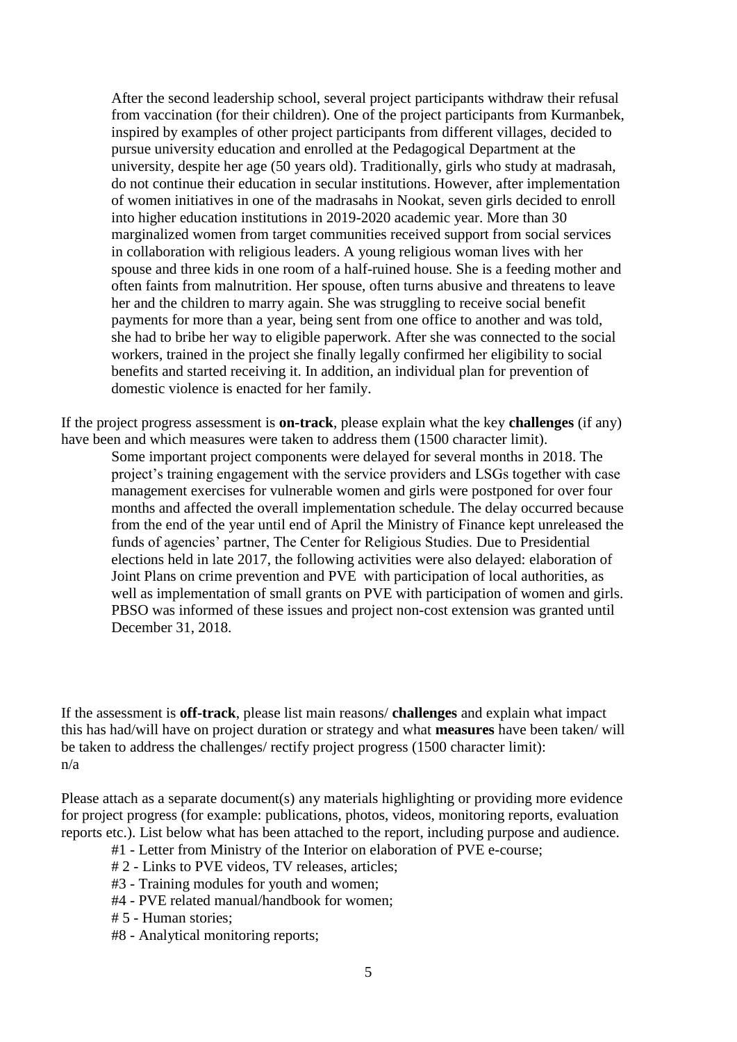After the second leadership school, several project participants withdraw their refusal from vaccination (for their children). One of the project participants from Kurmanbek, inspired by examples of other project participants from different villages, decided to pursue university education and enrolled at the Pedagogical Department at the university, despite her age (50 years old). Traditionally, girls who study at madrasah, do not continue their education in secular institutions. However, after implementation of women initiatives in one of the madrasahs in Nookat, seven girls decided to enroll into higher education institutions in 2019-2020 academic year. More than 30 marginalized women from target communities received support from social services in collaboration with religious leaders. A young religious woman lives with her spouse and three kids in one room of a half-ruined house. She is a feeding mother and often faints from malnutrition. Her spouse, often turns abusive and threatens to leave her and the children to marry again. She was struggling to receive social benefit payments for more than a year, being sent from one office to another and was told, she had to bribe her way to eligible paperwork. After she was connected to the social workers, trained in the project she finally legally confirmed her eligibility to social benefits and started receiving it. In addition, an individual plan for prevention of domestic violence is enacted for her family.

If the project progress assessment is **on-track**, please explain what the key **challenges** (if any) have been and which measures were taken to address them (1500 character limit).

Some important project components were delayed for several months in 2018. The project's training engagement with the service providers and LSGs together with case management exercises for vulnerable women and girls were postponed for over four months and affected the overall implementation schedule. The delay occurred because from the end of the year until end of April the Ministry of Finance kept unreleased the funds of agencies' partner, The Center for Religious Studies. Due to Presidential elections held in late 2017, the following activities were also delayed: elaboration of Joint Plans on crime prevention and PVE with participation of local authorities, as well as implementation of small grants on PVE with participation of women and girls. PBSO was informed of these issues and project non-cost extension was granted until December 31, 2018.

If the assessment is **off-track**, please list main reasons/ **challenges** and explain what impact this has had/will have on project duration or strategy and what **measures** have been taken/ will be taken to address the challenges/ rectify project progress (1500 character limit):
n/a

Please attach as a separate document(s) any materials highlighting or providing more evidence for project progress (for example: publications, photos, videos, monitoring reports, evaluation reports etc.). List below what has been attached to the report, including purpose and audience.

#1 - Letter from Ministry of the Interior on elaboration of PVE e-course;
# 2 - Links to PVE videos, TV releases, articles;
#3 - Training modules for youth and women;
#4 - PVE related manual/handbook for women;
# 5 - Human stories;
#8 - Analytical monitoring reports;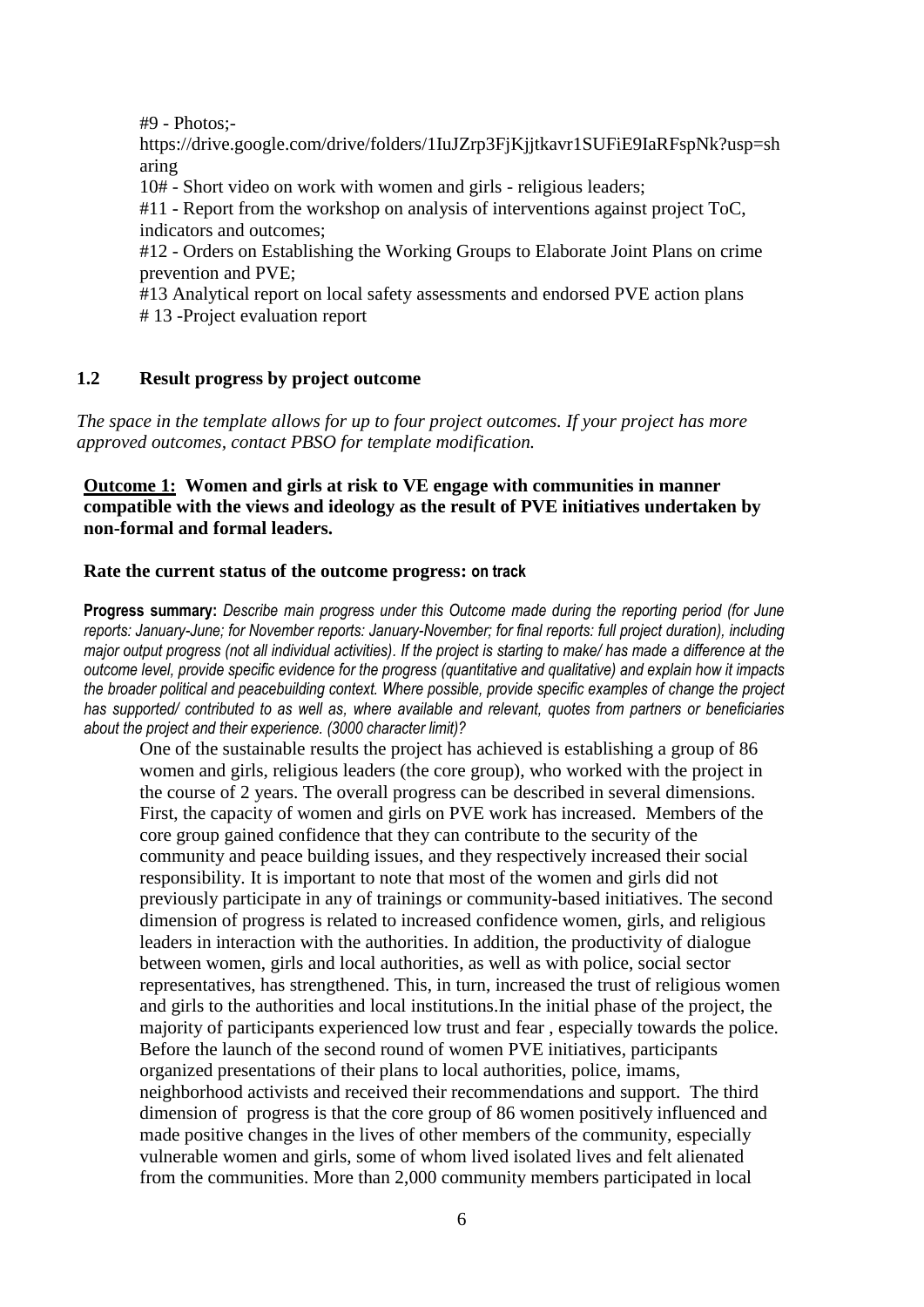#9 - Photos;-
https://drive.google.com/drive/folders/1IuJZrp3FjKjjtkavr1SUFiE9IaRFspNk?usp=sharing
10# - Short video on work with women and girls - religious leaders;
#11 - Report from the workshop on analysis of interventions against project ToC, indicators and outcomes;
#12 - Orders on Establishing the Working Groups to Elaborate Joint Plans on crime prevention and PVE;
#13 Analytical report on local safety assessments and endorsed PVE action plans
# 13 -Project evaluation report

## 1.2 Result progress by project outcome

*The space in the template allows for up to four project outcomes. If your project has more approved outcomes, contact PBSO for template modification.*

**<u>Outcome 1:</u> Women and girls at risk to VE engage with communities in manner compatible with the views and ideology as the result of PVE initiatives undertaken by non-formal and formal leaders.**

**Rate the current status of the outcome progress: on track**

**Progress summary:** *Describe main progress under this Outcome made during the reporting period (for June reports: January-June; for November reports: January-November; for final reports: full project duration), including major output progress (not all individual activities). If the project is starting to make/ has made a difference at the outcome level, provide specific evidence for the progress (quantitative and qualitative) and explain how it impacts the broader political and peacebuilding context. Where possible, provide specific examples of change the project has supported/ contributed to as well as, where available and relevant, quotes from partners or beneficiaries about the project and their experience. (3000 character limit)?*

One of the sustainable results the project has achieved is establishing a group of 86 women and girls, religious leaders (the core group), who worked with the project in the course of 2 years. The overall progress can be described in several dimensions. First, the capacity of women and girls on PVE work has increased. Members of the core group gained confidence that they can contribute to the security of the community and peace building issues, and they respectively increased their social responsibility. It is important to note that most of the women and girls did not previously participate in any of trainings or community-based initiatives. The second dimension of progress is related to increased confidence women, girls, and religious leaders in interaction with the authorities. In addition, the productivity of dialogue between women, girls and local authorities, as well as with police, social sector representatives, has strengthened. This, in turn, increased the trust of religious women and girls to the authorities and local institutions.In the initial phase of the project, the majority of participants experienced low trust and fear , especially towards the police. Before the launch of the second round of women PVE initiatives, participants organized presentations of their plans to local authorities, police, imams, neighborhood activists and received their recommendations and support. The third dimension of progress is that the core group of 86 women positively influenced and made positive changes in the lives of other members of the community, especially vulnerable women and girls, some of whom lived isolated lives and felt alienated from the communities. More than 2,000 community members participated in local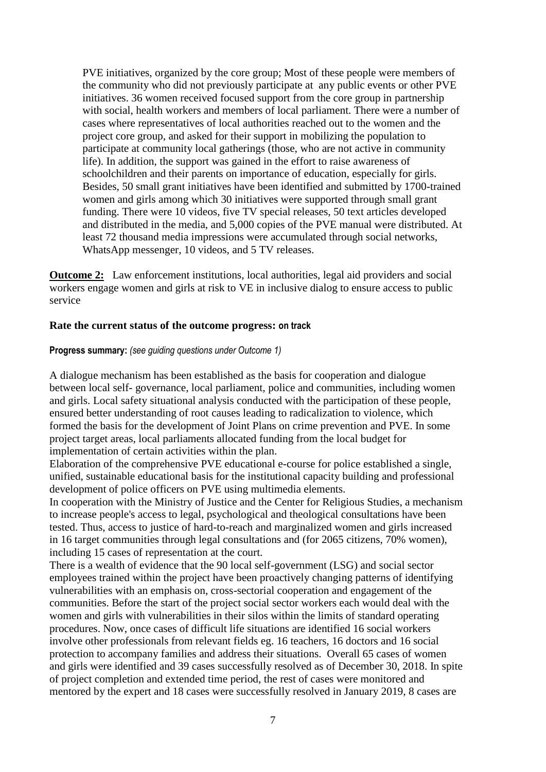PVE initiatives, organized by the core group; Most of these people were members of the community who did not previously participate at any public events or other PVE initiatives. 36 women received focused support from the core group in partnership with social, health workers and members of local parliament. There were a number of cases where representatives of local authorities reached out to the women and the project core group, and asked for their support in mobilizing the population to participate at community local gatherings (those, who are not active in community life). In addition, the support was gained in the effort to raise awareness of schoolchildren and their parents on importance of education, especially for girls. Besides, 50 small grant initiatives have been identified and submitted by 1700-trained women and girls among which 30 initiatives were supported through small grant funding. There were 10 videos, five TV special releases, 50 text articles developed and distributed in the media, and 5,000 copies of the PVE manual were distributed. At least 72 thousand media impressions were accumulated through social networks, WhatsApp messenger, 10 videos, and 5 TV releases.

**Outcome 2:** Law enforcement institutions, local authorities, legal aid providers and social workers engage women and girls at risk to VE in inclusive dialog to ensure access to public service

**Rate the current status of the outcome progress: on track**

**Progress summary:** *(see guiding questions under Outcome 1)*

A dialogue mechanism has been established as the basis for cooperation and dialogue between local self- governance, local parliament, police and communities, including women and girls. Local safety situational analysis conducted with the participation of these people, ensured better understanding of root causes leading to radicalization to violence, which formed the basis for the development of Joint Plans on crime prevention and PVE. In some project target areas, local parliaments allocated funding from the local budget for implementation of certain activities within the plan.

Elaboration of the comprehensive PVE educational e-course for police established a single, unified, sustainable educational basis for the institutional capacity building and professional development of police officers on PVE using multimedia elements.

In cooperation with the Ministry of Justice and the Center for Religious Studies, a mechanism to increase people's access to legal, psychological and theological consultations have been tested. Thus, access to justice of hard-to-reach and marginalized women and girls increased in 16 target communities through legal consultations and (for 2065 citizens, 70% women), including 15 cases of representation at the court.

There is a wealth of evidence that the 90 local self-government (LSG) and social sector employees trained within the project have been proactively changing patterns of identifying vulnerabilities with an emphasis on, cross-sectorial cooperation and engagement of the communities. Before the start of the project social sector workers each would deal with the women and girls with vulnerabilities in their silos within the limits of standard operating procedures. Now, once cases of difficult life situations are identified 16 social workers involve other professionals from relevant fields eg. 16 teachers, 16 doctors and 16 social protection to accompany families and address their situations. Overall 65 cases of women and girls were identified and 39 cases successfully resolved as of December 30, 2018. In spite of project completion and extended time period, the rest of cases were monitored and mentored by the expert and 18 cases were successfully resolved in January 2019, 8 cases are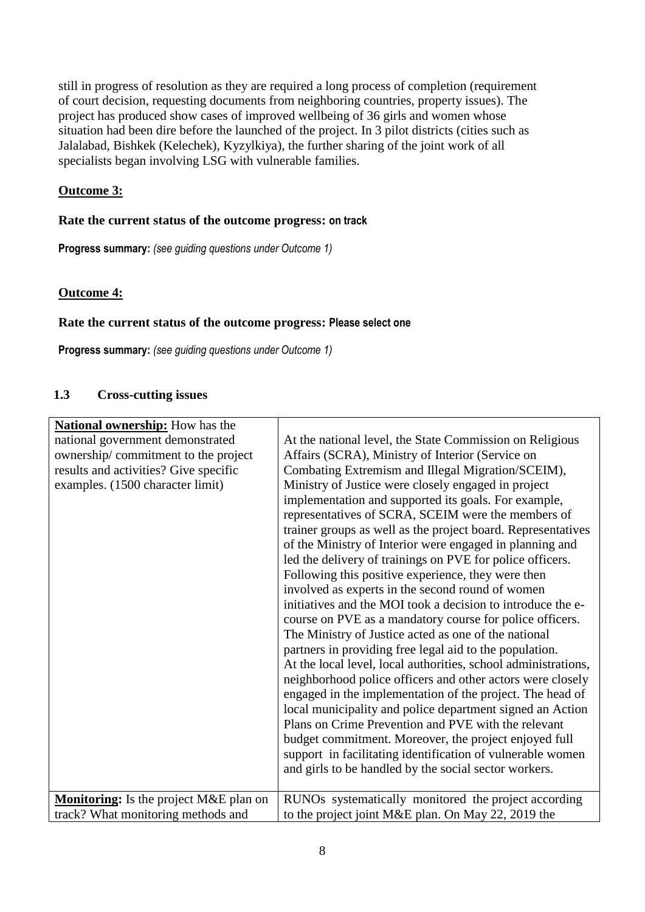still in progress of resolution as they are required a long process of completion (requirement of court decision, requesting documents from neighboring countries, property issues). The project has produced show cases of improved wellbeing of 36 girls and women whose situation had been dire before the launched of the project. In 3 pilot districts (cities such as Jalalabad, Bishkek (Kelechek), Kyzylkiya), the further sharing of the joint work of all specialists began involving LSG with vulnerable families.

**Outcome 3:**

**Rate the current status of the outcome progress: on track**

**Progress summary:** *(see guiding questions under Outcome 1)*

**Outcome 4:**

**Rate the current status of the outcome progress: Please select one**

**Progress summary:** *(see guiding questions under Outcome 1)*

### 1.3 Cross-cutting issues

| | |
|---|---|
| **National ownership:** How has the national government demonstrated ownership/ commitment to the project results and activities? Give specific examples. (1500 character limit) | At the national level, the State Commission on Religious Affairs (SCRA), Ministry of Interior (Service on Combating Extremism and Illegal Migration/SCEIM), Ministry of Justice were closely engaged in project implementation and supported its goals. For example, representatives of SCRA, SCEIM were the members of trainer groups as well as the project board. Representatives of the Ministry of Interior were engaged in planning and led the delivery of trainings on PVE for police officers. Following this positive experience, they were then involved as experts in the second round of women initiatives and the MOI took a decision to introduce the e-course on PVE as a mandatory course for police officers. The Ministry of Justice acted as one of the national partners in providing free legal aid to the population. At the local level, local authorities, school administrations, neighborhood police officers and other actors were closely engaged in the implementation of the project. The head of local municipality and police department signed an Action Plans on Crime Prevention and PVE with the relevant budget commitment. Moreover, the project enjoyed full support in facilitating identification of vulnerable women and girls to be handled by the social sector workers. |
| **Monitoring:** Is the project M&E plan on track? What monitoring methods and | RUNOs systematically monitored the project according to the project joint M&E plan. On May 22, 2019 the |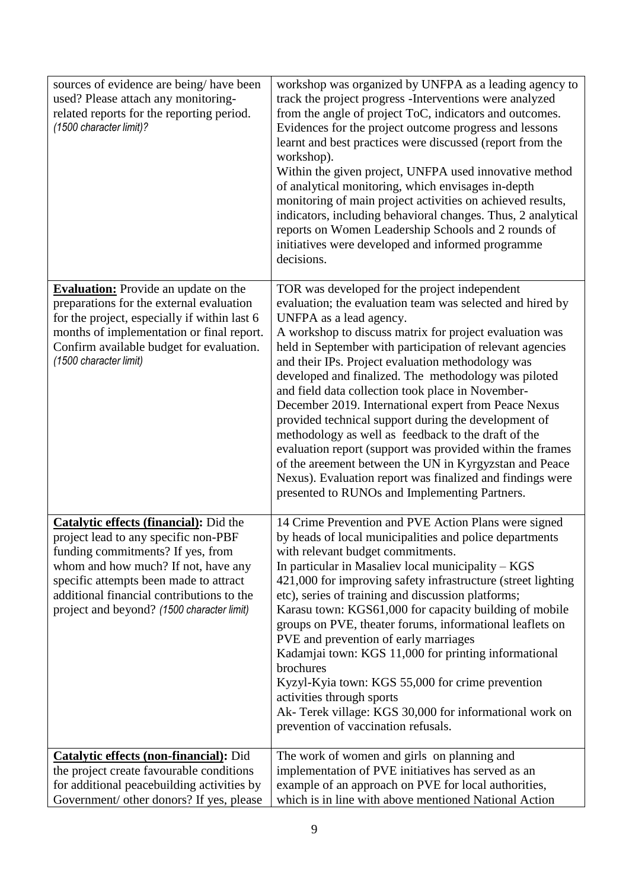| | |
|---|---|
| sources of evidence are being/ have been used? Please attach any monitoring-related reports for the reporting period. *(1500 character limit)?* | workshop was organized by UNFPA as a leading agency to track the project progress -Interventions were analyzed from the angle of project ToC, indicators and outcomes. Evidences for the project outcome progress and lessons learnt and best practices were discussed (report from the workshop).<br>Within the given project, UNFPA used innovative method of analytical monitoring, which envisages in-depth monitoring of main project activities on achieved results, indicators, including behavioral changes. Thus, 2 analytical reports on Women Leadership Schools and 2 rounds of initiatives were developed and informed programme decisions. |
| **Evaluation:** Provide an update on the preparations for the external evaluation for the project, especially if within last 6 months of implementation or final report. Confirm available budget for evaluation. *(1500 character limit)* | TOR was developed for the project independent evaluation; the evaluation team was selected and hired by UNFPA as a lead agency.<br>A workshop to discuss matrix for project evaluation was held in September with participation of relevant agencies and their IPs. Project evaluation methodology was developed and finalized. The methodology was piloted and field data collection took place in November-December 2019. International expert from Peace Nexus provided technical support during the development of methodology as well as feedback to the draft of the evaluation report (support was provided within the frames of the areement between the UN in Kyrgyzstan and Peace Nexus). Evaluation report was finalized and findings were presented to RUNOs and Implementing Partners. |
| **Catalytic effects (financial):** Did the project lead to any specific non-PBF funding commitments? If yes, from whom and how much? If not, have any specific attempts been made to attract additional financial contributions to the project and beyond? *(1500 character limit)* | 14 Crime Prevention and PVE Action Plans were signed by heads of local municipalities and police departments with relevant budget commitments.<br>In particular in Masaliev local municipality – KGS 421,000 for improving safety infrastructure (street lighting etc), series of training and discussion platforms;<br>Karasu town: KGS61,000 for capacity building of mobile groups on PVE, theater forums, informational leaflets on PVE and prevention of early marriages<br>Kadamjai town: KGS 11,000 for printing informational brochures<br>Kyzyl-Kyia town: KGS 55,000 for crime prevention activities through sports<br>Ak- Terek village: KGS 30,000 for informational work on prevention of vaccination refusals. |
| **Catalytic effects (non-financial):** Did the project create favourable conditions for additional peacebuilding activities by Government/ other donors? If yes, please | The work of women and girls on planning and implementation of PVE initiatives has served as an example of an approach on PVE for local authorities, which is in line with above mentioned National Action |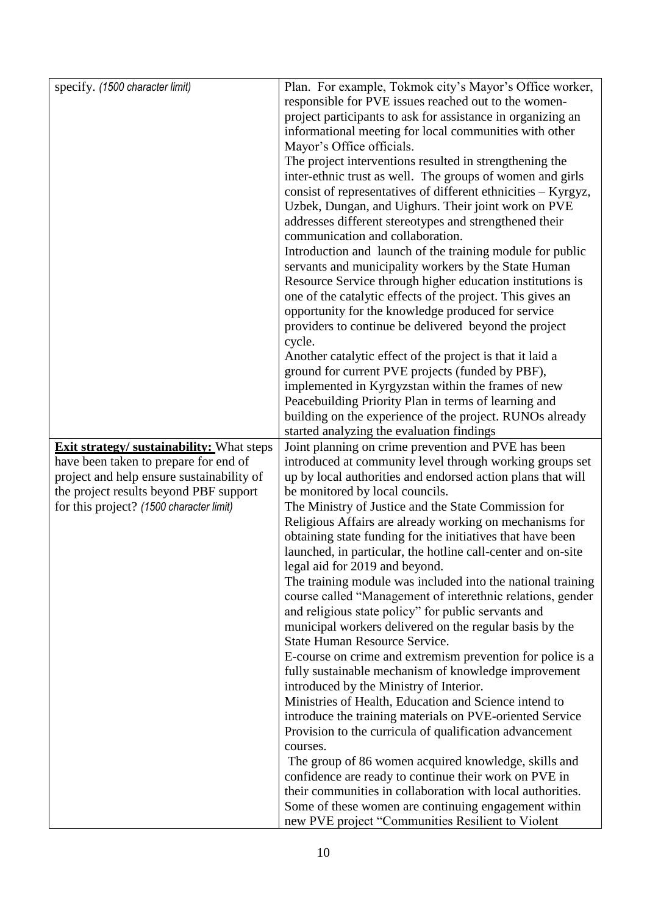| | |
|---|---|
| specify. *(1500 character limit)* | Plan. For example, Tokmok city's Mayor's Office worker, responsible for PVE issues reached out to the women-project participants to ask for assistance in organizing an informational meeting for local communities with other Mayor's Office officials.<br>The project interventions resulted in strengthening the inter-ethnic trust as well. The groups of women and girls consist of representatives of different ethnicities – Kyrgyz, Uzbek, Dungan, and Uighurs. Their joint work on PVE addresses different stereotypes and strengthened their communication and collaboration.<br>Introduction and launch of the training module for public servants and municipality workers by the State Human Resource Service through higher education institutions is one of the catalytic effects of the project. This gives an opportunity for the knowledge produced for service providers to continue be delivered beyond the project cycle.<br>Another catalytic effect of the project is that it laid a ground for current PVE projects (funded by PBF), implemented in Kyrgyzstan within the frames of new Peacebuilding Priority Plan in terms of learning and building on the experience of the project. RUNOs already started analyzing the evaluation findings |
| **<u>Exit strategy/ sustainability:</u>** What steps have been taken to prepare for end of project and help ensure sustainability of the project results beyond PBF support for this project? *(1500 character limit)* | Joint planning on crime prevention and PVE has been introduced at community level through working groups set up by local authorities and endorsed action plans that will be monitored by local councils.<br>The Ministry of Justice and the State Commission for Religious Affairs are already working on mechanisms for obtaining state funding for the initiatives that have been launched, in particular, the hotline call-center and on-site legal aid for 2019 and beyond.<br>The training module was included into the national training course called "Management of interethnic relations, gender and religious state policy" for public servants and municipal workers delivered on the regular basis by the State Human Resource Service.<br>E-course on crime and extremism prevention for police is a fully sustainable mechanism of knowledge improvement introduced by the Ministry of Interior.<br>Ministries of Health, Education and Science intend to introduce the training materials on PVE-oriented Service Provision to the curricula of qualification advancement courses.<br>The group of 86 women acquired knowledge, skills and confidence are ready to continue their work on PVE in their communities in collaboration with local authorities. Some of these women are continuing engagement within new PVE project "Communities Resilient to Violent |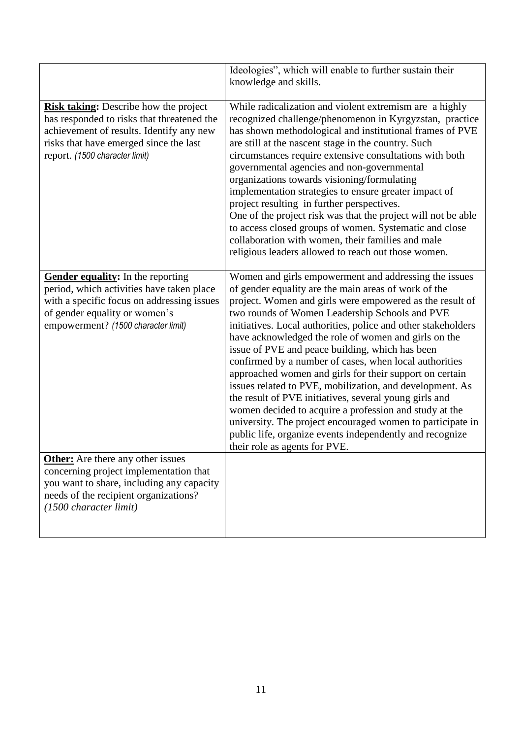| | |
|---|---|
| | Ideologies", which will enable to further sustain their knowledge and skills. |
| **Risk taking:** Describe how the project has responded to risks that threatened the achievement of results. Identify any new risks that have emerged since the last report. *(1500 character limit)* | While radicalization and violent extremism are a highly recognized challenge/phenomenon in Kyrgyzstan, practice has shown methodological and institutional frames of PVE are still at the nascent stage in the country. Such circumstances require extensive consultations with both governmental agencies and non-governmental organizations towards visioning/formulating implementation strategies to ensure greater impact of project resulting in further perspectives.<br>One of the project risk was that the project will not be able to access closed groups of women. Systematic and close collaboration with women, their families and male religious leaders allowed to reach out those women. |
| **Gender equality:** In the reporting period, which activities have taken place with a specific focus on addressing issues of gender equality or women's empowerment? *(1500 character limit)* | Women and girls empowerment and addressing the issues of gender equality are the main areas of work of the project. Women and girls were empowered as the result of two rounds of Women Leadership Schools and PVE initiatives. Local authorities, police and other stakeholders have acknowledged the role of women and girls on the issue of PVE and peace building, which has been confirmed by a number of cases, when local authorities approached women and girls for their support on certain issues related to PVE, mobilization, and development. As the result of PVE initiatives, several young girls and women decided to acquire a profession and study at the university. The project encouraged women to participate in public life, organize events independently and recognize their role as agents for PVE. |
| **Other:** Are there any other issues concerning project implementation that you want to share, including any capacity needs of the recipient organizations? *(1500 character limit)* | |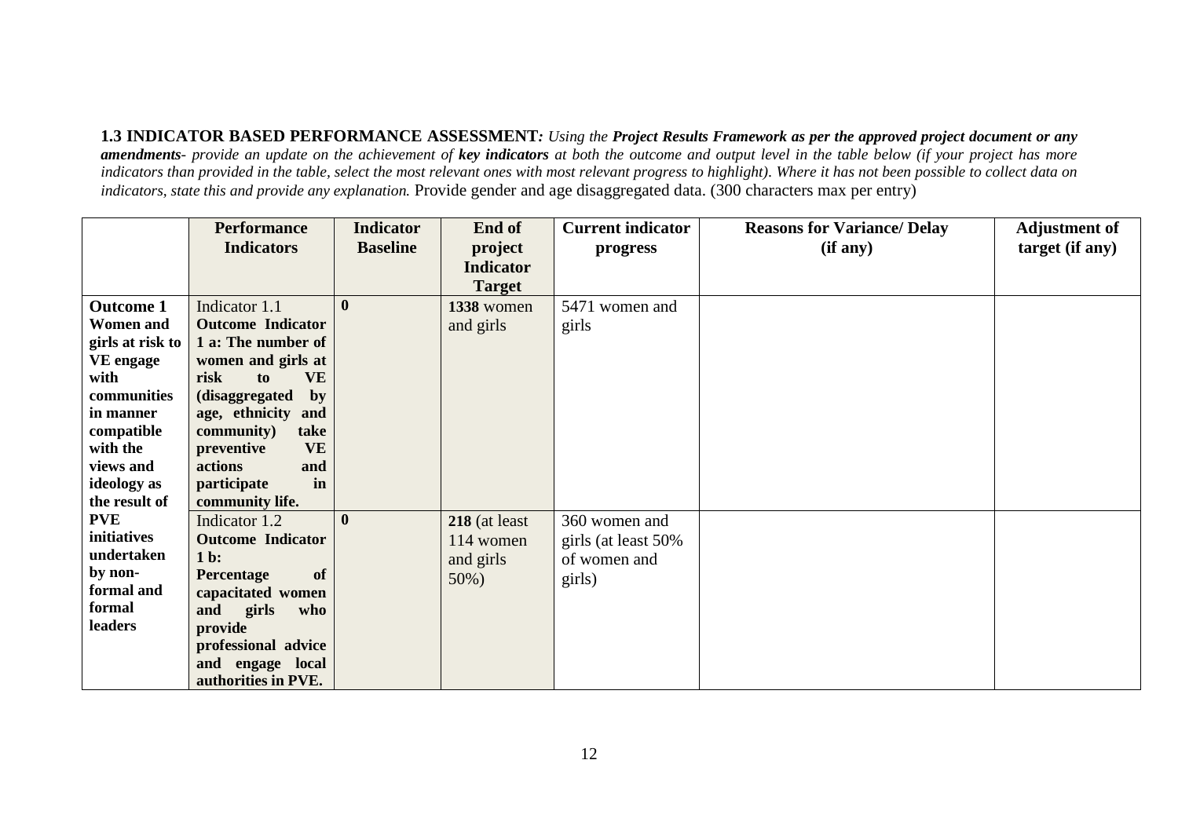**1.3 INDICATOR BASED PERFORMANCE ASSESSMENT***: Using the* ***Project Results Framework as per the approved project document or any amendments****- provide an update on the achievement of* ***key indicators*** *at both the outcome and output level in the table below (if your project has more indicators than provided in the table, select the most relevant ones with most relevant progress to highlight). Where it has not been possible to collect data on indicators, state this and provide any explanation.* Provide gender and age disaggregated data. (300 characters max per entry)

| | Performance Indicators | Indicator Baseline | End of project Indicator Target | Current indicator progress | Reasons for Variance/ Delay (if any) | Adjustment of target (if any) |
|---|---|---|---|---|---|---|
| **Outcome 1 Women and girls at risk to VE engage with communities in manner compatible with the views and ideology as the result of PVE initiatives undertaken by non-formal and formal leaders** | Indicator 1.1 **Outcome Indicator 1 a: The number of women and girls at risk to VE (disaggregated by age, ethnicity and community) take preventive VE actions and participate in community life.** | **0** | **1338** women and girls | 5471 women and girls | | |
| | Indicator 1.2 **Outcome Indicator 1 b: Percentage of capacitated women and girls who provide professional advice and engage local authorities in PVE.** | **0** | **218** (at least 114 women and girls 50%) | 360 women and girls (at least 50% of women and girls) | | |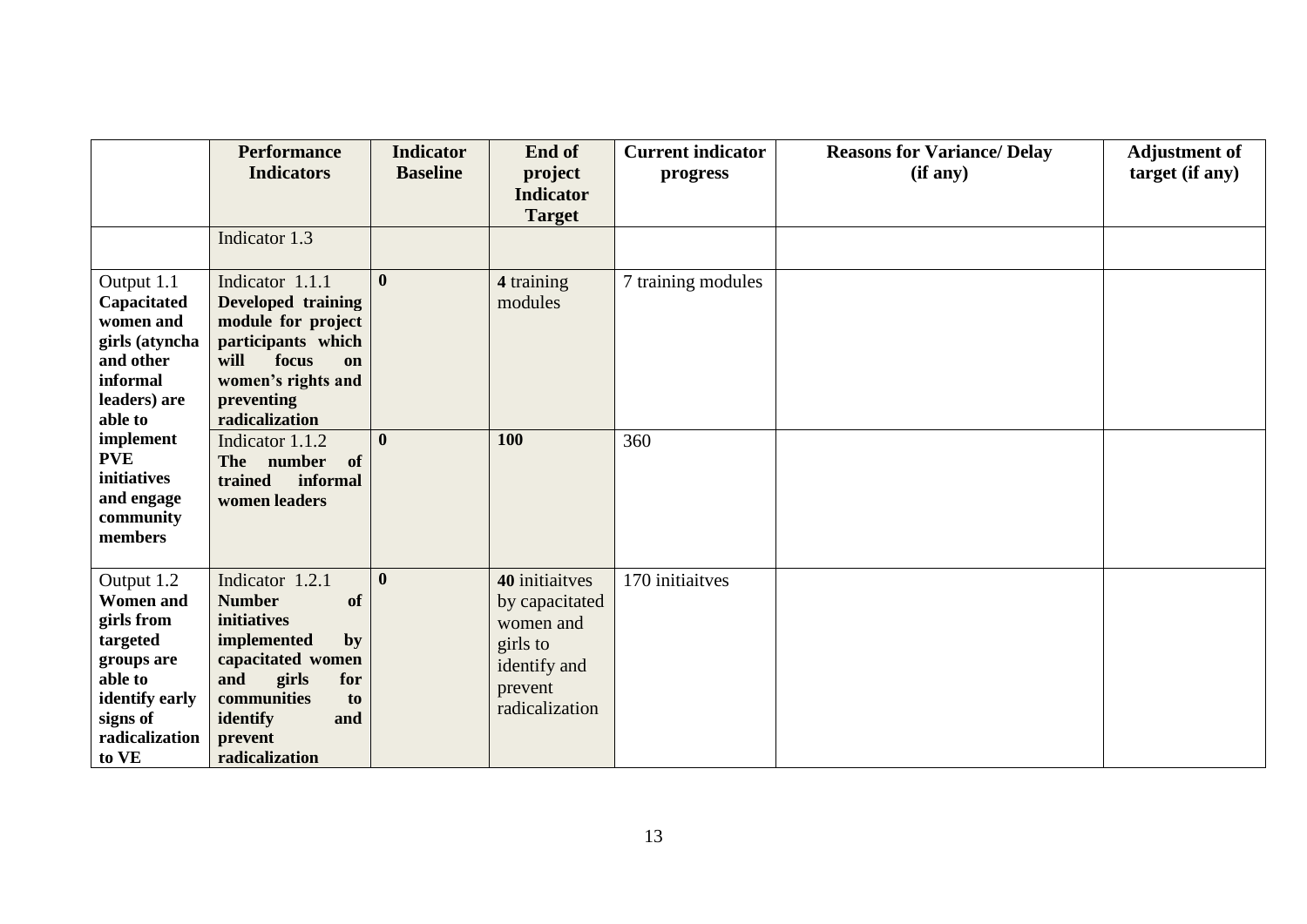| | Performance Indicators | Indicator Baseline | End of project Indicator Target | Current indicator progress | Reasons for Variance/ Delay (if any) | Adjustment of target (if any) |
|---|---|---|---|---|---|---|
| | Indicator 1.3 | | | | | |
| Output 1.1 **Capacitated women and girls (atyncha and other informal leaders) are able to implement PVE initiatives and engage community members** | Indicator 1.1.1 **Developed training module for project participants which will focus on women's rights and preventing radicalization** | **0** | **4** training modules | 7 training modules | | |
| | Indicator 1.1.2 **The number of trained informal women leaders** | **0** | **100** | 360 | | |
| Output 1.2 **Women and girls from targeted groups are able to identify early signs of radicalization to VE** | Indicator 1.2.1 **Number of initiatives implemented by capacitated women and girls for communities to identify and prevent radicalization** | **0** | **40** initiaitves by capacitated women and girls to identify and prevent radicalization | 170 initiaitves | | |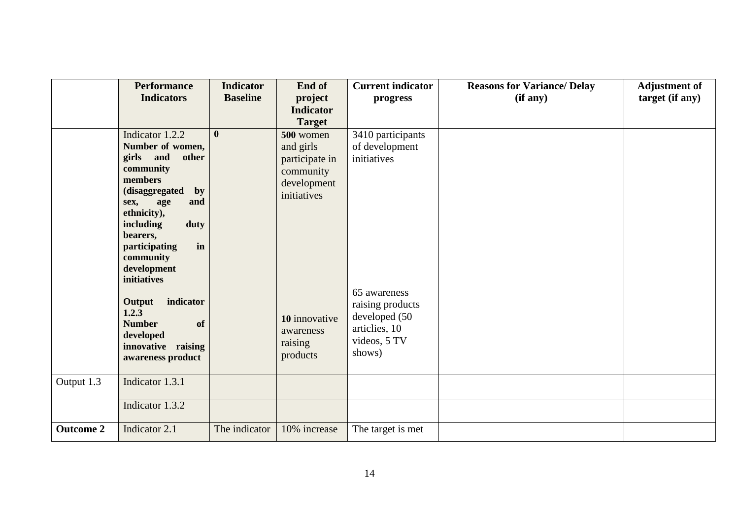|  | Performance Indicators | Indicator Baseline | End of project Indicator Target | Current indicator progress | Reasons for Variance/ Delay (if any) | Adjustment of target (if any) |
|---|---|---|---|---|---|---|
|  | Indicator 1.2.2 **Number of women, girls and other community members (disaggregated by sex, age and ethnicity), including duty bearers, participating in community development initiatives**<br><br>**Output indicator 1.2.3 Number of developed innovative raising awareness product** | **0** | **500** women and girls participate in community development initiatives<br><br>**10** innovative awareness raising products | 3410 participants of development initiatives<br><br>65 awareness raising products developed (50 articlies, 10 videos, 5 TV shows) |  |  |
| Output 1.3 | Indicator 1.3.1 |  |  |  |  |  |
|  | Indicator 1.3.2 |  |  |  |  |  |
| **Outcome 2** | Indicator 2.1 | The indicator | 10% increase | The target is met |  |  |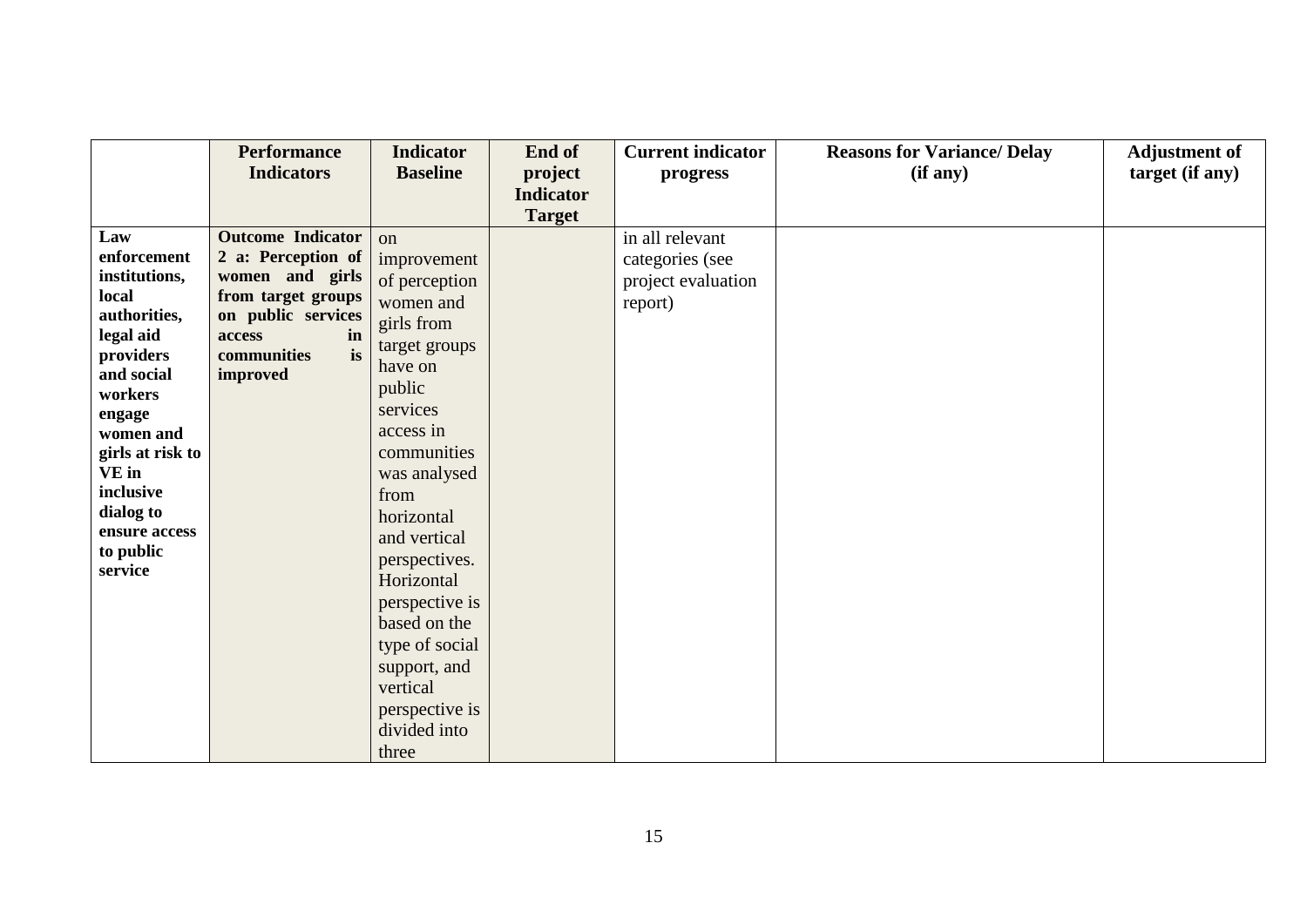|  | Performance Indicators | Indicator Baseline | End of project Indicator Target | Current indicator progress | Reasons for Variance/ Delay (if any) | Adjustment of target (if any) |
|---|---|---|---|---|---|---|
| **Law enforcement institutions, local authorities, legal aid providers and social workers engage women and girls at risk to VE in inclusive dialog to ensure access to public service** | **Outcome Indicator 2 a: Perception of women and girls from target groups on public services access in communities is improved** | on improvement of perception women and girls from target groups have on public services access in communities was analysed from horizontal and vertical perspectives. Horizontal perspective is based on the type of social support, and vertical perspective is divided into three |  | in all relevant categories (see project evaluation report) |  |  |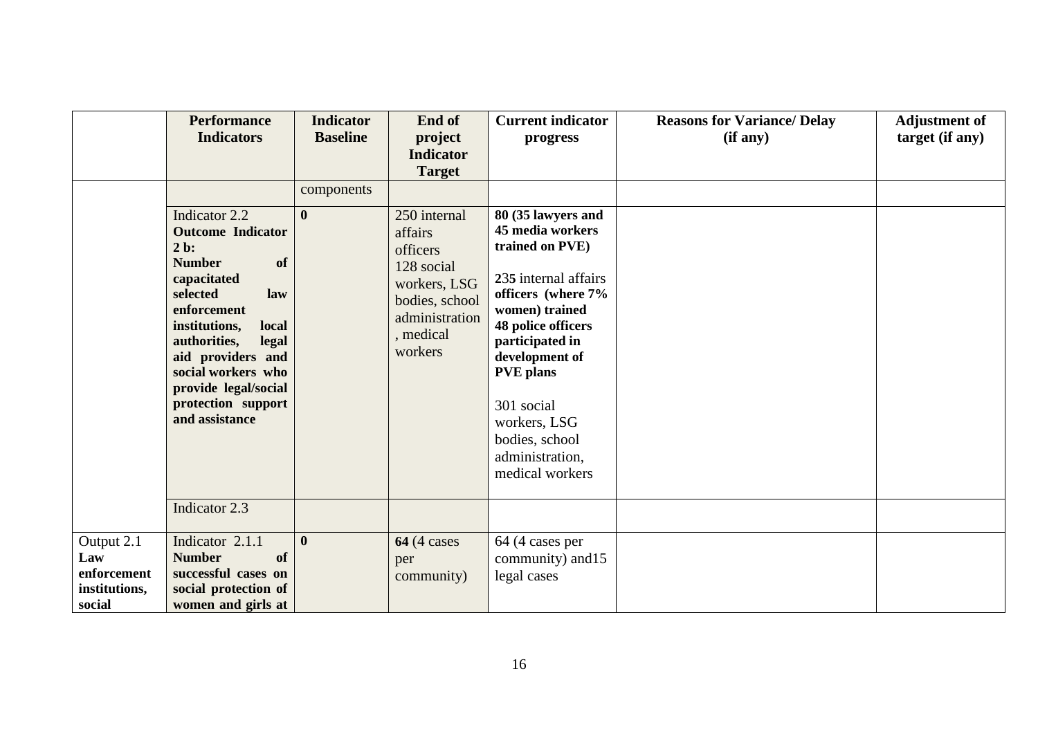| | Performance Indicators | Indicator Baseline | End of project Indicator Target | Current indicator progress | Reasons for Variance/ Delay (if any) | Adjustment of target (if any) |
|---|---|---|---|---|---|---|
| | | components | | | | |
| | Indicator 2.2 **Outcome Indicator 2 b: Number of capacitated selected law enforcement institutions, local authorities, legal aid providers and social workers who provide legal/social protection support and assistance** | **0** | 250 internal affairs officers<br>128 social workers, LSG bodies, school administration, medical workers | **80 (35 lawyers and 45 media workers trained on PVE)**<br><br>**2**35 internal affairs **officers (where 7% women) trained**<br>**48 police officers participated in development of PVE plans**<br><br>301 social workers, LSG bodies, school administration, medical workers | | |
| | Indicator 2.3 | | | | | |
| Output 2.1 **Law enforcement institutions, social** | Indicator 2.1.1 **Number of successful cases on social protection of women and girls at** | **0** | **64** (4 cases per community) | 64 (4 cases per community) and15 legal cases | | |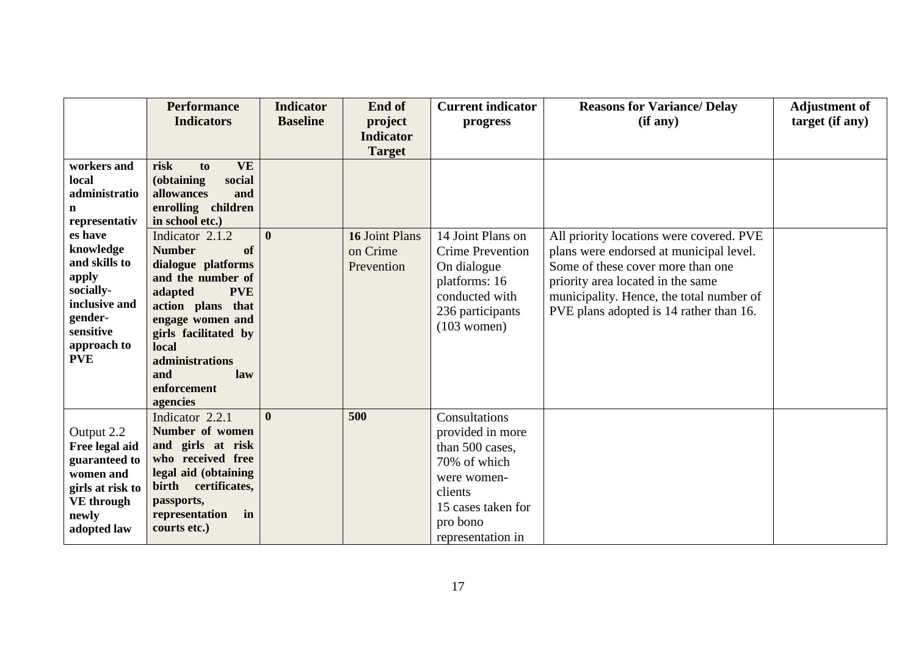| | Performance Indicators | Indicator Baseline | End of project Indicator Target | Current indicator progress | Reasons for Variance/ Delay (if any) | Adjustment of target (if any) |
|---|---|---|---|---|---|---|
| **workers and local administration representatives have knowledge and skills to apply socially-inclusive and gender-sensitive approach to PVE** | **risk to VE (obtaining social allowances and enrolling children in school etc.)** | | | | | |
| | Indicator 2.1.2 **Number of dialogue platforms and the number of adapted PVE action plans that engage women and girls facilitated by local administrations and law enforcement agencies** | **0** | **16** Joint Plans on Crime Prevention | 14 Joint Plans on Crime Prevention On dialogue platforms: 16 conducted with 236 participants (103 women) | All priority locations were covered. PVE plans were endorsed at municipal level. Some of these cover more than one priority area located in the same municipality. Hence, the total number of PVE plans adopted is 14 rather than 16. | |
| Output 2.2 **Free legal aid guaranteed to women and girls at risk to VE through newly adopted law** | Indicator 2.2.1 **Number of women and girls at risk who received free legal aid (obtaining birth certificates, passports, representation in courts etc.)** | **0** | **500** | Consultations provided in more than 500 cases, 70% of which were women-clients 15 cases taken for pro bono representation in | | |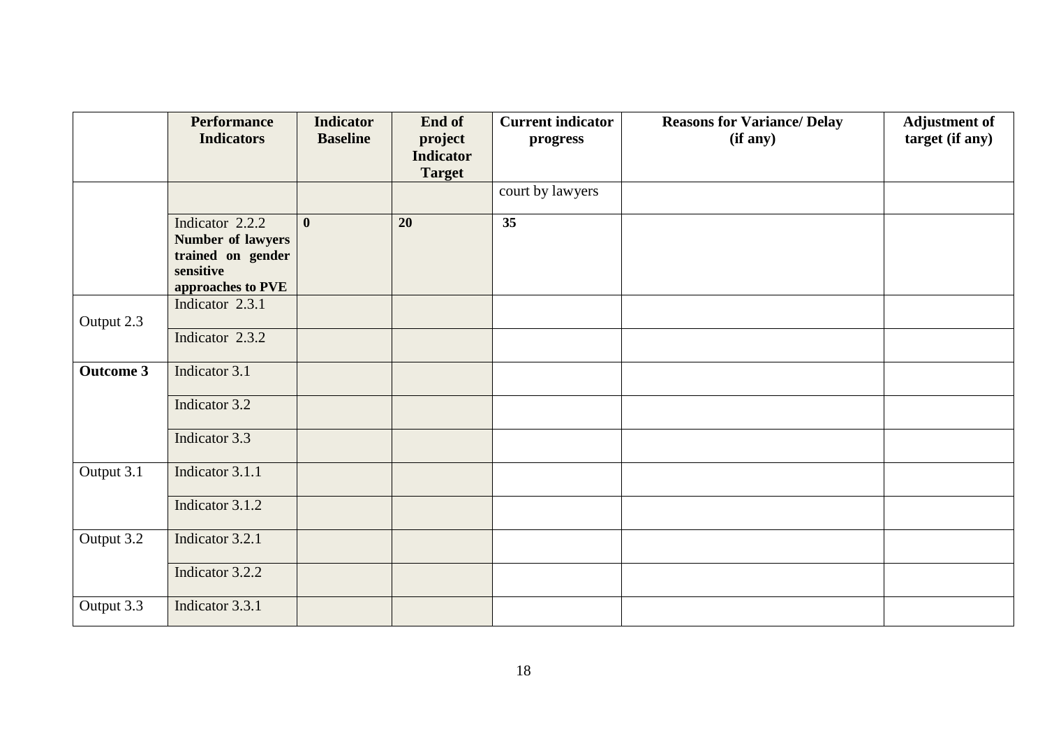| | Performance Indicators | Indicator Baseline | End of project Indicator Target | Current indicator progress | Reasons for Variance/ Delay (if any) | Adjustment of target (if any) |
|---|---|---|---|---|---|---|
| | | | | court by lawyers | | |
| | Indicator 2.2.2 **Number of lawyers trained on gender sensitive approaches to PVE** | **0** | **20** | **35** | | |
| Output 2.3 | Indicator 2.3.1 | | | | | |
| | Indicator 2.3.2 | | | | | |
| **Outcome 3** | Indicator 3.1 | | | | | |
| | Indicator 3.2 | | | | | |
| | Indicator 3.3 | | | | | |
| Output 3.1 | Indicator 3.1.1 | | | | | |
| | Indicator 3.1.2 | | | | | |
| Output 3.2 | Indicator 3.2.1 | | | | | |
| | Indicator 3.2.2 | | | | | |
| Output 3.3 | Indicator 3.3.1 | | | | | |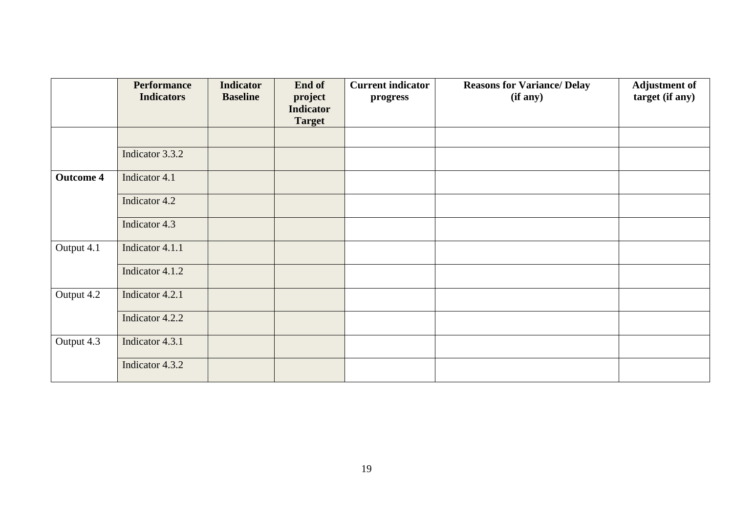| | Performance Indicators | Indicator Baseline | End of project Indicator Target | Current indicator progress | Reasons for Variance/ Delay (if any) | Adjustment of target (if any) |
|---|---|---|---|---|---|---|
| | | | | | | |
| | Indicator 3.3.2 | | | | | |
| **Outcome 4** | Indicator 4.1 | | | | | |
| | Indicator 4.2 | | | | | |
| | Indicator 4.3 | | | | | |
| Output 4.1 | Indicator 4.1.1 | | | | | |
| | Indicator 4.1.2 | | | | | |
| Output 4.2 | Indicator 4.2.1 | | | | | |
| | Indicator 4.2.2 | | | | | |
| Output 4.3 | Indicator 4.3.1 | | | | | |
| | Indicator 4.3.2 | | | | | |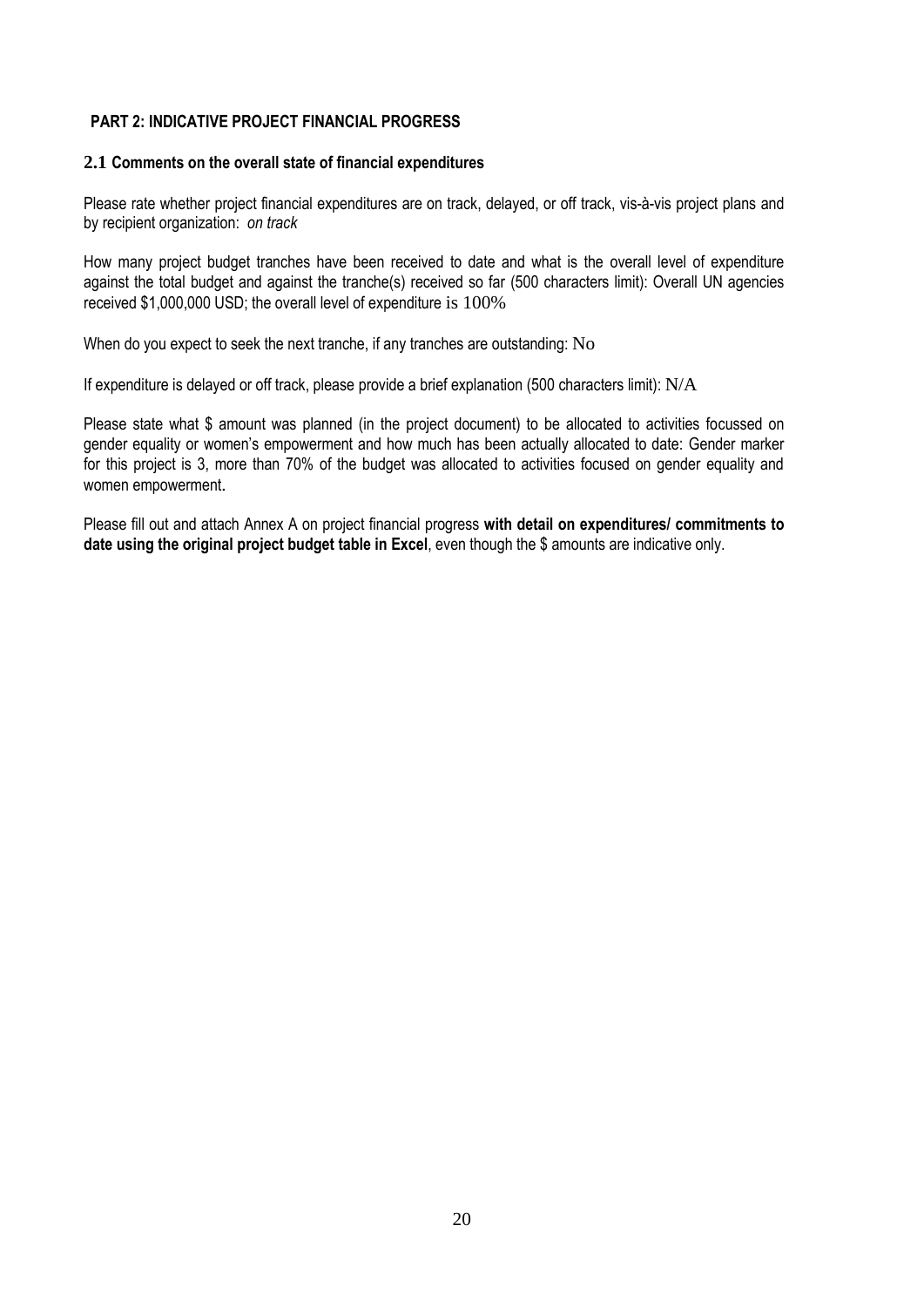## PART 2: INDICATIVE PROJECT FINANCIAL PROGRESS

### 2.1 Comments on the overall state of financial expenditures

Please rate whether project financial expenditures are on track, delayed, or off track, vis-à-vis project plans and by recipient organization: *on track*

How many project budget tranches have been received to date and what is the overall level of expenditure against the total budget and against the tranche(s) received so far (500 characters limit): Overall UN agencies received $1,000,000 USD; the overall level of expenditure is 100%

When do you expect to seek the next tranche, if any tranches are outstanding: No

If expenditure is delayed or off track, please provide a brief explanation (500 characters limit): N/A

Please state what $ amount was planned (in the project document) to be allocated to activities focussed on gender equality or women's empowerment and how much has been actually allocated to date: Gender marker for this project is 3, more than 70% of the budget was allocated to activities focused on gender equality and women empowerment.

Please fill out and attach Annex A on project financial progress **with detail on expenditures/ commitments to date using the original project budget table in Excel**, even though the $ amounts are indicative only.